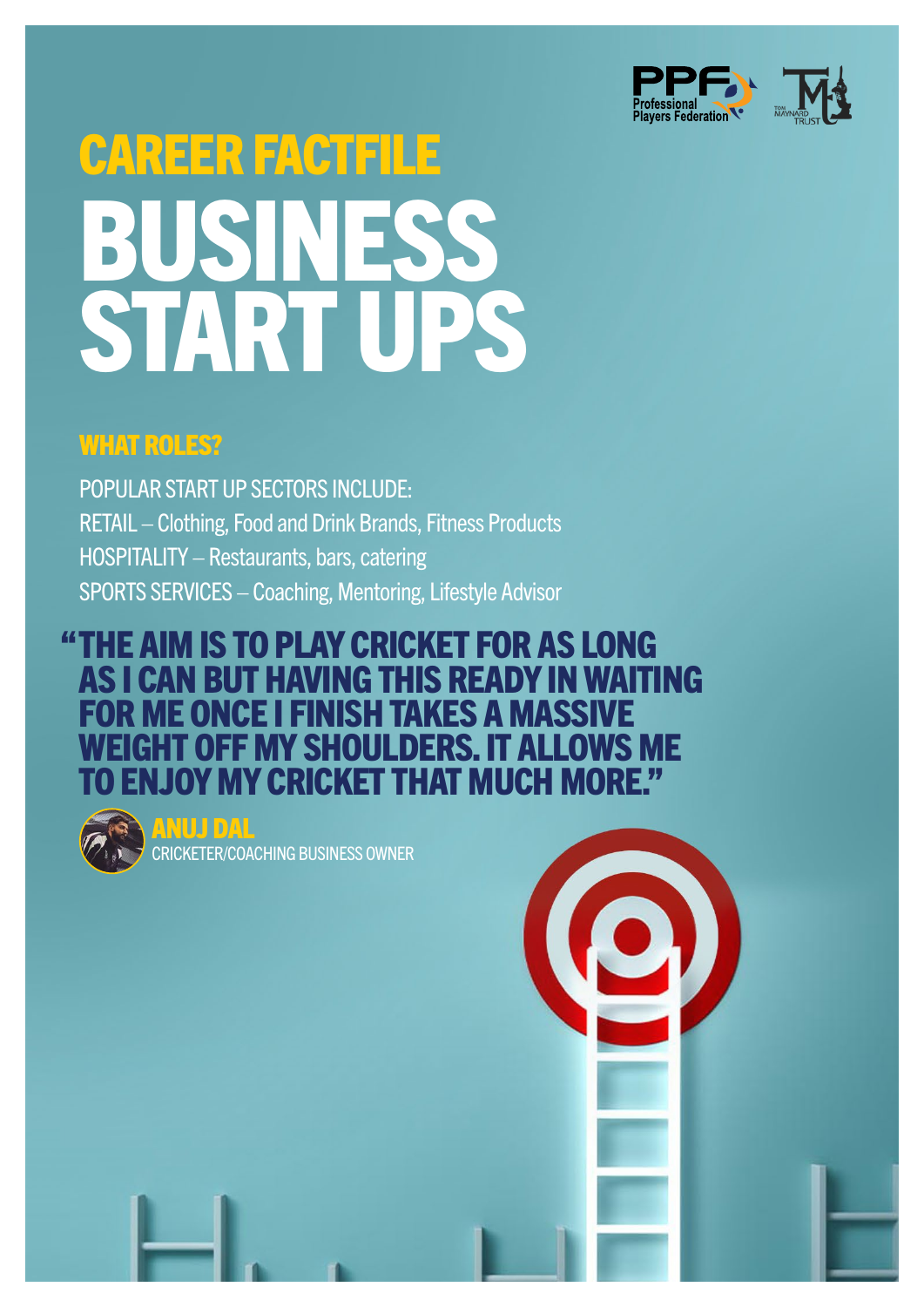## CAREER FACTFILE

# BUSINESS START UPS

### WHAT ROLES?

POPULAR START UP SECTORS INCLUDE:

RETAIL – Clothing, Food and Drink Brands, Fitness Products

HOSPITALITY – Restaurants, bars, catering

SPORTS SERVICES – Coaching, Mentoring, Lifestyle Advisor

**"THE AIM IS TO PLAY CRICKET FOR AS LONG AS I CAN BUT HAVING THIS READY IN WAITING FOR ME ONCE I FINISH TAKES A MASSIVE WEIGHT OFF MY SHOULDERS. IT ALLOWS ME TO ENJOY MY CRICKET THAT MUCH MORE."**

**ANUJ DAL**
CRICKETER/COACHING BUSINESS OWNER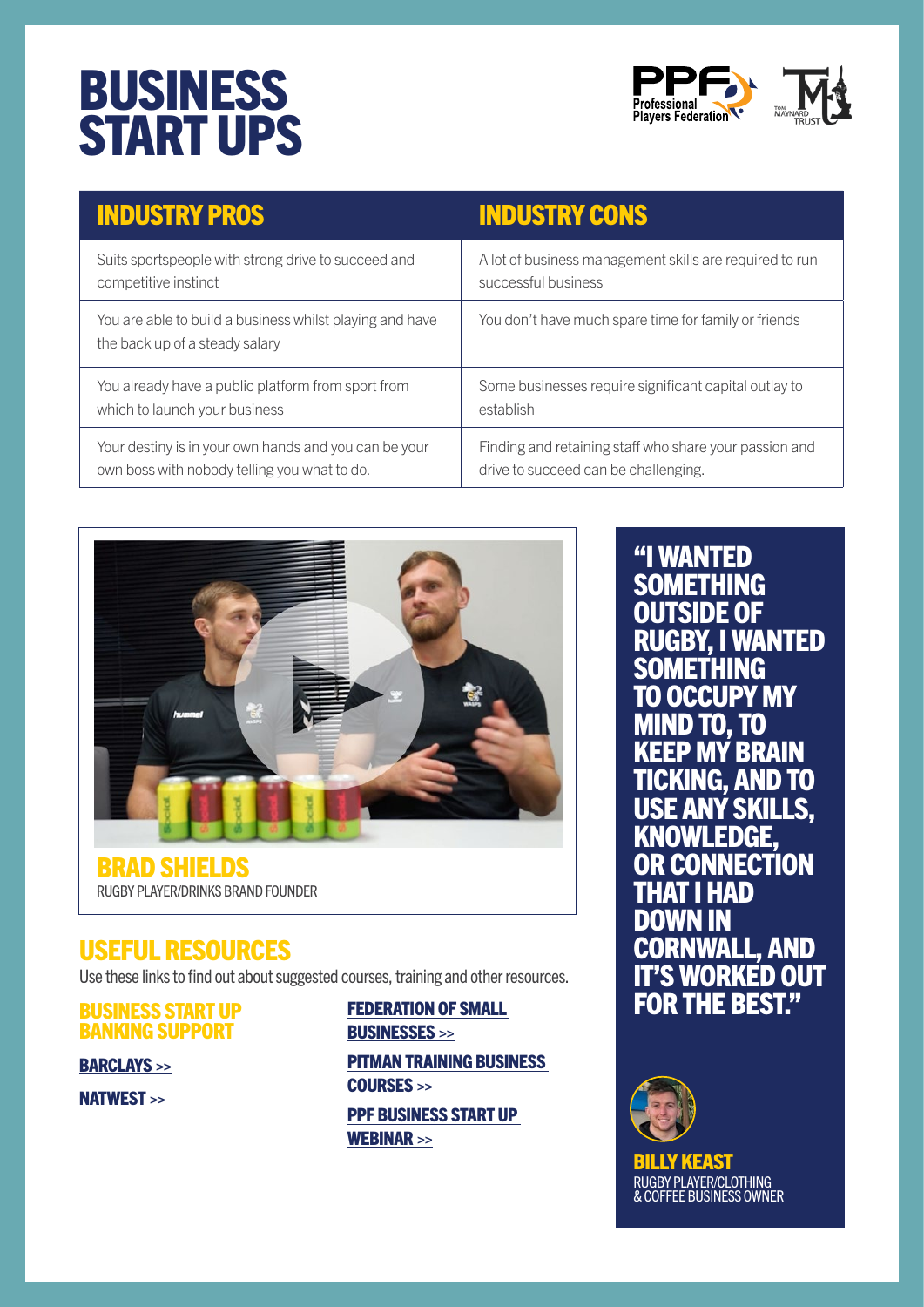# BUSINESS START UPS

| INDUSTRY PROS | INDUSTRY CONS |
|---|---|
| Suits sportspeople with strong drive to succeed and competitive instinct | A lot of business management skills are required to run successful business |
| You are able to build a business whilst playing and have the back up of a steady salary | You don't have much spare time for family or friends |
| You already have a public platform from sport from which to launch your business | Some businesses require significant capital outlay to establish |
| Your destiny is in your own hands and you can be your own boss with nobody telling you what to do. | Finding and retaining staff who share your passion and drive to succeed can be challenging. |

**BRAD SHIELDS**
RUGBY PLAYER/DRINKS BRAND FOUNDER

**"I WANTED SOMETHING OUTSIDE OF RUGBY, I WANTED SOMETHING TO OCCUPY MY MIND TO, TO KEEP MY BRAIN TICKING, AND TO USE ANY SKILLS, KNOWLEDGE, OR CONNECTION THAT I HAD DOWN IN CORNWALL, AND IT'S WORKED OUT FOR THE BEST."**

**BILLY KEAST**
RUGBY PLAYER/CLOTHING & COFFEE BUSINESS OWNER

## USEFUL RESOURCES

Use these links to find out about suggested courses, training and other resources.

### BUSINESS START UP BANKING SUPPORT

- BARCLAYS >>
- NATWEST >>

- FEDERATION OF SMALL BUSINESSES >>
- PITMAN TRAINING BUSINESS COURSES >>
- PPF BUSINESS START UP WEBINAR >>